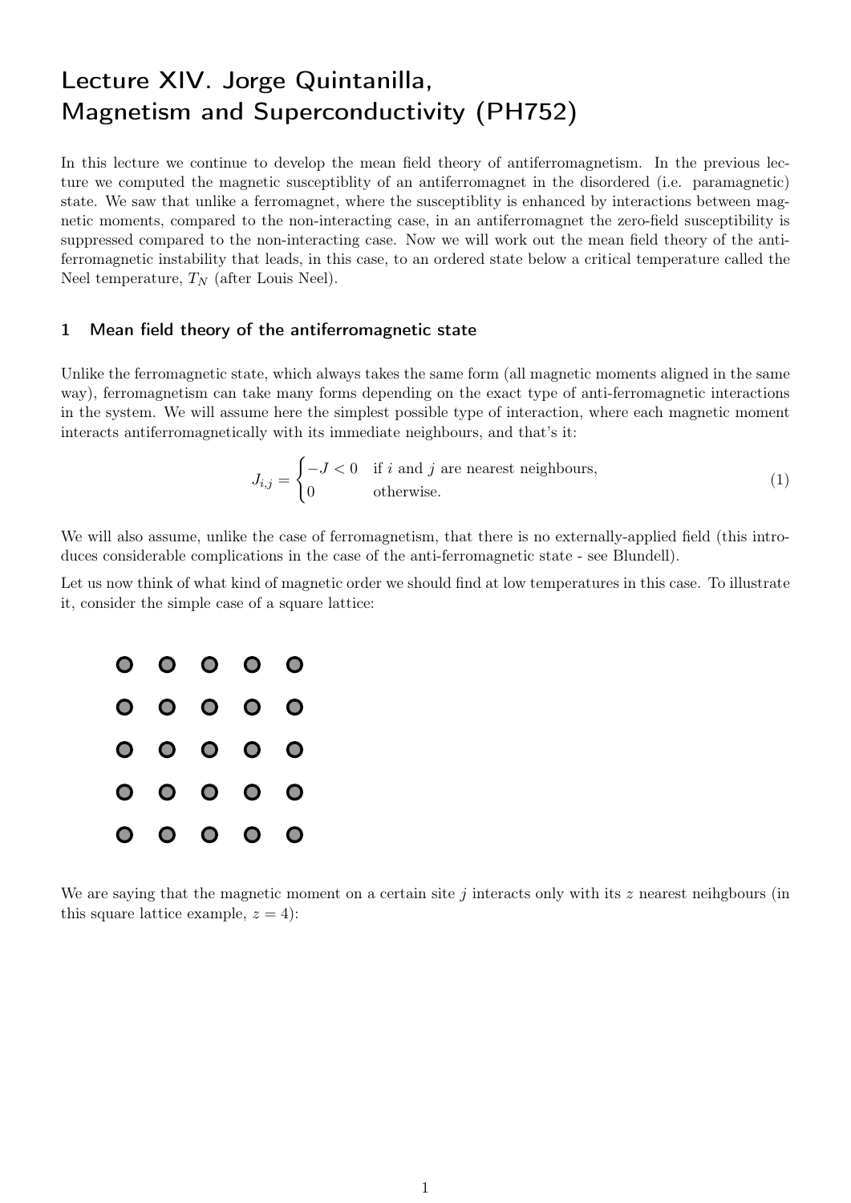# Lecture XIV. Jorge Quintanilla, Magnetism and Superconductivity (PH752)

In this lecture we continue to develop the mean field theory of antiferromagnetism. In the previous lecture we computed the magnetic susceptiblity of an antiferromagnet in the disordered (i.e. paramagnetic) state. We saw that unlike a ferromagnet, where the susceptiblity is enhanced by interactions between magnetic moments, compared to the non-interacting case, in an antiferromagnet the zero-field susceptibility is suppressed compared to the non-interacting case. Now we will work out the mean field theory of the antiferromagnetic instability that leads, in this case, to an ordered state below a critical temperature called the Neel temperature, $T_N$ (after Louis Neel).

## 1 Mean field theory of the antiferromagnetic state

Unlike the ferromagnetic state, which always takes the same form (all magnetic moments aligned in the same way), ferromagnetism can take many forms depending on the exact type of anti-ferromagnetic interactions in the system. We will assume here the simplest possible type of interaction, where each magnetic moment interacts antiferromagnetically with its immediate neighbours, and that's it:

$$J_{i,j} = \begin{cases} -J < 0 & \text{if } i \text{ and } j \text{ are nearest neighbours,} \\ 0 & \text{otherwise.} \end{cases} \tag{1}$$

We will also assume, unlike the case of ferromagnetism, that there is no externally-applied field (this introduces considerable complications in the case of the anti-ferromagnetic state - see Blundell).

Let us now think of what kind of magnetic order we should find at low temperatures in this case. To illustrate it, consider the simple case of a square lattice:

We are saying that the magnetic moment on a certain site $j$ interacts only with its $z$ nearest neihgbours (in this square lattice example, $z = 4$):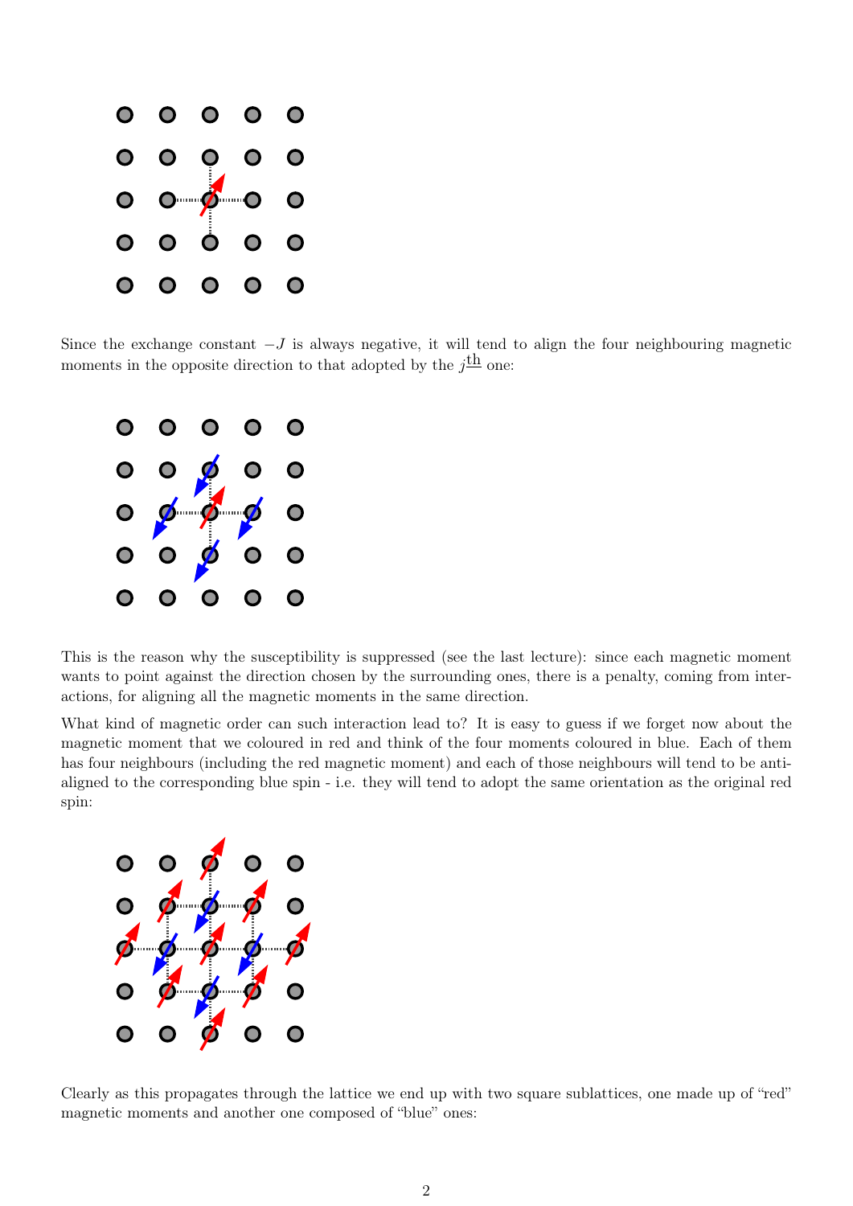Since the exchange constant $-J$ is always negative, it will tend to align the four neighbouring magnetic moments in the opposite direction to that adopted by the $j^{\underline{\text{th}}}$ one:

This is the reason why the susceptibility is suppressed (see the last lecture): since each magnetic moment wants to point against the direction chosen by the surrounding ones, there is a penalty, coming from interactions, for aligning all the magnetic moments in the same direction.

What kind of magnetic order can such interaction lead to? It is easy to guess if we forget now about the magnetic moment that we coloured in red and think of the four moments coloured in blue. Each of them has four neighbours (including the red magnetic moment) and each of those neighbours will tend to be anti-aligned to the corresponding blue spin - i.e. they will tend to adopt the same orientation as the original red spin:

Clearly as this propagates through the lattice we end up with two square sublattices, one made up of "red" magnetic moments and another one composed of "blue" ones: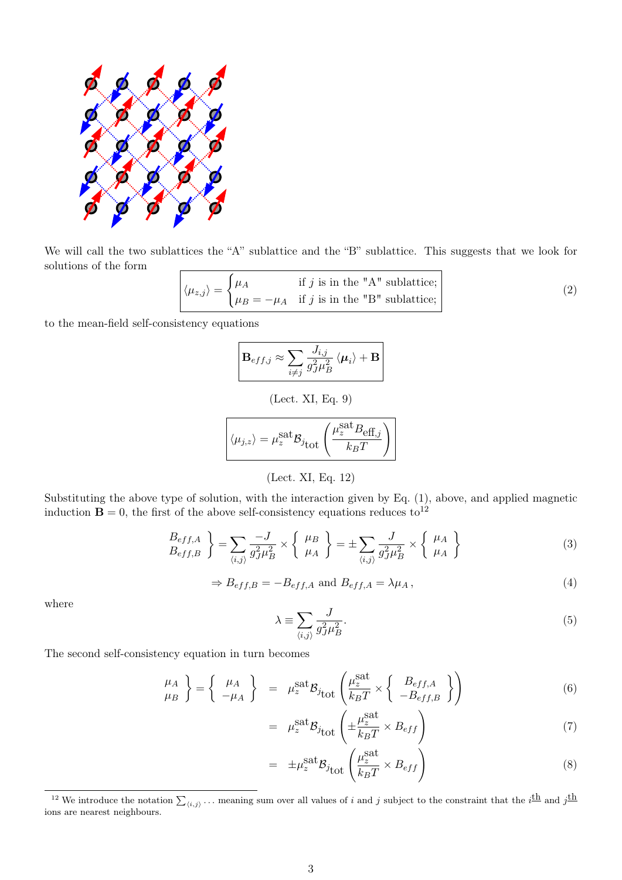We will call the two sublattices the "A" sublattice and the "B" sublattice. This suggests that we look for solutions of the form

$$\langle \mu_{z,j} \rangle = \begin{cases} \mu_A & \text{if } j \text{ is in the "A" sublattice;} \\ \mu_B = -\mu_A & \text{if } j \text{ is in the "B" sublattice;} \end{cases} \tag{2}$$

to the mean-field self-consistency equations

$$\mathbf{B}_{eff,j} \approx \sum_{i \neq j} \frac{J_{i,j}}{g_J^2 \mu_B^2} \langle \boldsymbol{\mu}_i \rangle + \mathbf{B}$$

(Lect. XI, Eq. 9)

$$\langle \mu_{j,z} \rangle = \mu_z^{\text{sat}} \mathcal{B}_{j_{\text{tot}}} \left( \frac{\mu_z^{\text{sat}} B_{\text{eff},j}}{k_B T} \right)$$

(Lect. XI, Eq. 12)

Substituting the above type of solution, with the interaction given by Eq. (1), above, and applied magnetic induction $\mathbf{B} = 0$, the first of the above self-consistency equations reduces to[12]

$$\left. \begin{array}{c} B_{eff,A} \\ B_{eff,B} \end{array} \right\} = \sum_{\langle i,j \rangle} \frac{-J}{g_J^2 \mu_B^2} \times \left\{ \begin{array}{c} \mu_B \\ \mu_A \end{array} \right\} = \pm \sum_{\langle i,j \rangle} \frac{J}{g_J^2 \mu_B^2} \times \left\{ \begin{array}{c} \mu_A \\ \mu_A \end{array} \right\} \tag{3}$$

$$\Rightarrow B_{eff,B} = -B_{eff,A} \text{ and } B_{eff,A} = \lambda \mu_A \,, \tag{4}$$

where

$$\lambda \equiv \sum_{\langle i,j \rangle} \frac{J}{g_J^2 \mu_B^2}. \tag{5}$$

The second self-consistency equation in turn becomes

$$\left. \begin{array}{c} \mu_A \\ \mu_B \end{array} \right\} = \left\{ \begin{array}{c} \mu_A \\ -\mu_A \end{array} \right\} = \mu_z^{\text{sat}} \mathcal{B}_{j_{\text{tot}}} \left( \frac{\mu_z^{\text{sat}}}{k_B T} \times \left\{ \begin{array}{c} B_{eff,A} \\ -B_{eff,B} \end{array} \right\} \right) \tag{6}$$

$$= \mu_z^{\text{sat}} \mathcal{B}_{j_{\text{tot}}} \left( \pm \frac{\mu_z^{\text{sat}}}{k_B T} \times B_{eff} \right) \tag{7}$$

$$= \pm \mu_z^{\text{sat}} \mathcal{B}_{j_{\text{tot}}} \left( \frac{\mu_z^{\text{sat}}}{k_B T} \times B_{eff} \right) \tag{8}$$

---

[12] We introduce the notation $\sum_{\langle i,j \rangle} \ldots$ meaning sum over all values of $i$ and $j$ subject to the constraint that the $i^{\underline{\text{th}}}$ and $j^{\underline{\text{th}}}$ ions are nearest neighbours.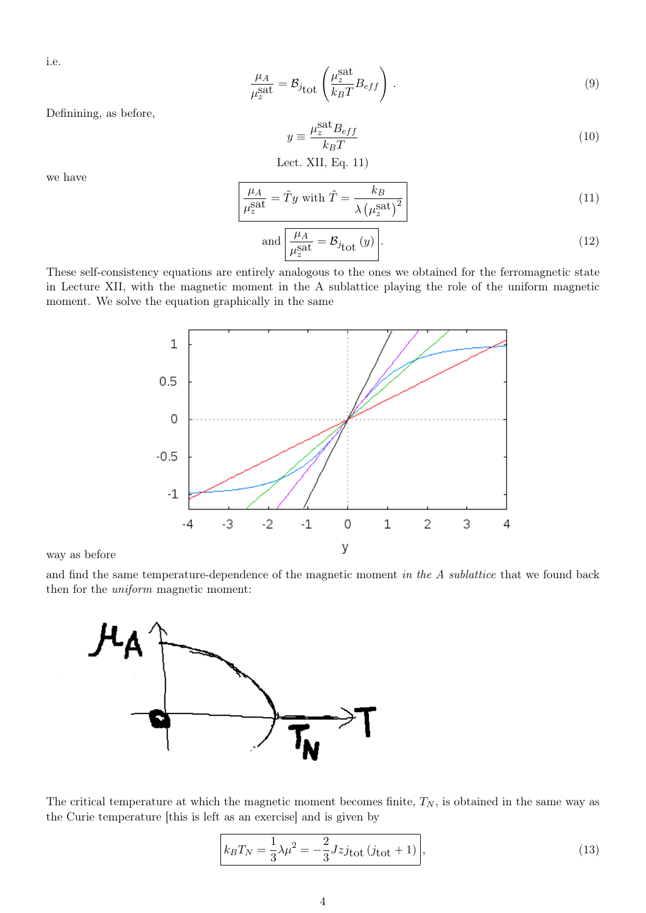i.e.

$$\frac{\mu_A}{\mu_z^{\text{sat}}} = \mathcal{B}_{j_{\text{tot}}}\left(\frac{\mu_z^{\text{sat}}}{k_B T} B_{eff}\right) . \tag{9}$$

Definining, as before,

$$y \equiv \frac{\mu_z^{\text{sat}} B_{eff}}{k_B T} \tag{10}$$

Lect. XII, Eq. 11)

we have

$$\boxed{\frac{\mu_A}{\mu_z^{\text{sat}}} = \tilde{T} y \text{ with } \tilde{T} = \frac{k_B}{\lambda \left(\mu_z^{\text{sat}}\right)^2}} \tag{11}$$

$$\text{and } \boxed{\frac{\mu_A}{\mu_z^{\text{sat}}} = \mathcal{B}_{j_{\text{tot}}}(y)} . \tag{12}$$

These self-consistency equations are entirely analogous to the ones we obtained for the ferromagnetic state in Lecture XII, with the magnetic moment in the A sublattice playing the role of the uniform magnetic moment. We solve the equation graphically in the same way as before

and find the same temperature-dependence of the magnetic moment *in the A sublattice* that we found back then for the *uniform* magnetic moment:

The critical temperature at which the magnetic moment becomes finite, $T_N$, is obtained in the same way as the Curie temperature [this is left as an exercise] and is given by

$$\boxed{k_B T_N = \frac{1}{3}\lambda \mu^2 = -\frac{2}{3} J z j_{\text{tot}} \left(j_{\text{tot}} + 1\right)} , \tag{13}$$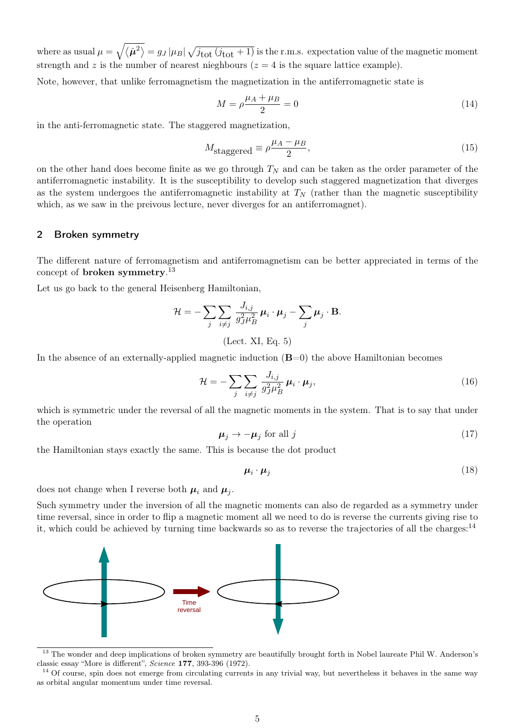where as usual $\mu = \sqrt{\langle \hat{\boldsymbol{\mu}}^2 \rangle} = g_J |\mu_B| \sqrt{j_{\text{tot}} (j_{\text{tot}} + 1)}$ is the r.m.s. expectation value of the magnetic moment strength and $z$ is the number of nearest nieghbours ($z = 4$ is the square lattice example).

Note, however, that unlike ferromagnetism the magnetization in the antiferromagnetic state is

$$M = \rho \frac{\mu_A + \mu_B}{2} = 0 \tag{14}$$

in the anti-ferromagnetic state. The staggered magnetization,

$$M_{\text{staggered}} \equiv \rho \frac{\mu_A - \mu_B}{2}, \tag{15}$$

on the other hand does become finite as we go through $T_N$ and can be taken as the order parameter of the antiferromagnetic instability. It is the susceptibility to develop such staggered magnetization that diverges as the system undergoes the antiferromagnetic instability at $T_N$ (rather than the magnetic susceptibility which, as we saw in the preivous lecture, never diverges for an antiferromagnet).

## 2 Broken symmetry

The different nature of ferromagnetism and antiferromagnetism can be better appreciated in terms of the concept of **broken symmetry**.[13]

Let us go back to the general Heisenberg Hamiltonian,

$$\mathcal{H} = -\sum_j \sum_{i \neq j} \frac{J_{i,j}}{g_J^2 \mu_B^2} \boldsymbol{\mu}_i \cdot \boldsymbol{\mu}_j - \sum_j \boldsymbol{\mu}_j \cdot \mathbf{B}.$$

(Lect. XI, Eq. 5)

In the absence of an externally-applied magnetic induction ($\mathbf{B}$=0) the above Hamiltonian becomes

$$\mathcal{H} = -\sum_j \sum_{i \neq j} \frac{J_{i,j}}{g_J^2 \mu_B^2} \boldsymbol{\mu}_i \cdot \boldsymbol{\mu}_j, \tag{16}$$

which is symmetric under the reversal of all the magnetic moments in the system. That is to say that under the operation

$$\boldsymbol{\mu}_j \to -\boldsymbol{\mu}_j \text{ for all } j \tag{17}$$

the Hamiltonian stays exactly the same. This is because the dot product

$$\boldsymbol{\mu}_i \cdot \boldsymbol{\mu}_j \tag{18}$$

does not change when I reverse both $\boldsymbol{\mu}_i$ and $\boldsymbol{\mu}_j$.

Such symmetry under the inversion of all the magnetic moments can also de regarded as a symmetry under time reversal, since in order to flip a magnetic moment all we need to do is reverse the currents giving rise to it, which could be achieved by turning time backwards so as to reverse the trajectories of all the charges:[14]

Time reversal

---

[13] The wonder and deep implications of broken symmetry are beautifully brought forth in Nobel laureate Phil W. Anderson's classic essay "More is different", *Science* **177**, 393-396 (1972).

[14] Of course, spin does not emerge from circulating currents in any trivial way, but nevertheless it behaves in the same way as orbital angular momentum under time reversal.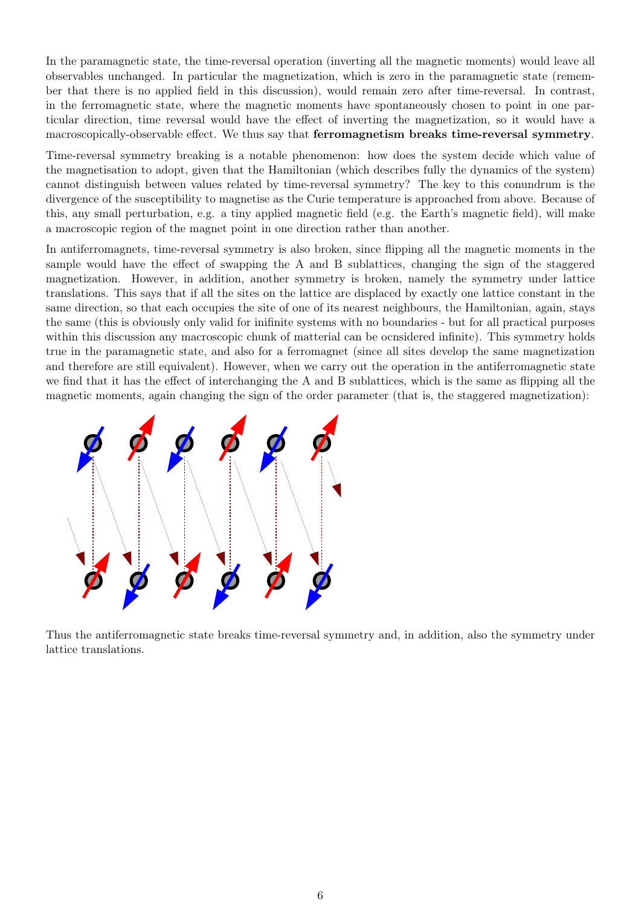In the paramagnetic state, the time-reversal operation (inverting all the magnetic moments) would leave all observables unchanged. In particular the magnetization, which is zero in the paramagnetic state (remember that there is no applied field in this discussion), would remain zero after time-reversal. In contrast, in the ferromagnetic state, where the magnetic moments have spontaneously chosen to point in one particular direction, time reversal would have the effect of inverting the magnetization, so it would have a macroscopically-observable effect. We thus say that **ferromagnetism breaks time-reversal symmetry**.

Time-reversal symmetry breaking is a notable phenomenon: how does the system decide which value of the magnetisation to adopt, given that the Hamiltonian (which describes fully the dynamics of the system) cannot distinguish between values related by time-reversal symmetry? The key to this conundrum is the divergence of the susceptibility to magnetise as the Curie temperature is approached from above. Because of this, any small perturbation, e.g. a tiny applied magnetic field (e.g. the Earth's magnetic field), will make a macroscopic region of the magnet point in one direction rather than another.

In antiferromagnets, time-reversal symmetry is also broken, since flipping all the magnetic moments in the sample would have the effect of swapping the A and B sublattices, changing the sign of the staggered magnetization. However, in addition, another symmetry is broken, namely the symmetry under lattice translations. This says that if all the sites on the lattice are displaced by exactly one lattice constant in the same direction, so that each occupies the site of one of its nearest neighbours, the Hamiltonian, again, stays the same (this is obviously only valid for inifinite systems with no boundaries - but for all practical purposes within this discussion any macroscopic chunk of matterial can be ocnsidered infinite). This symmetry holds true in the paramagnetic state, and also for a ferromagnet (since all sites develop the same magnetization and therefore are still equivalent). However, when we carry out the operation in the antiferromagnetic state we find that it has the effect of interchanging the A and B sublattices, which is the same as flipping all the magnetic moments, again changing the sign of the order parameter (that is, the staggered magnetization):

Thus the antiferromagnetic state breaks time-reversal symmetry and, in addition, also the symmetry under lattice translations.